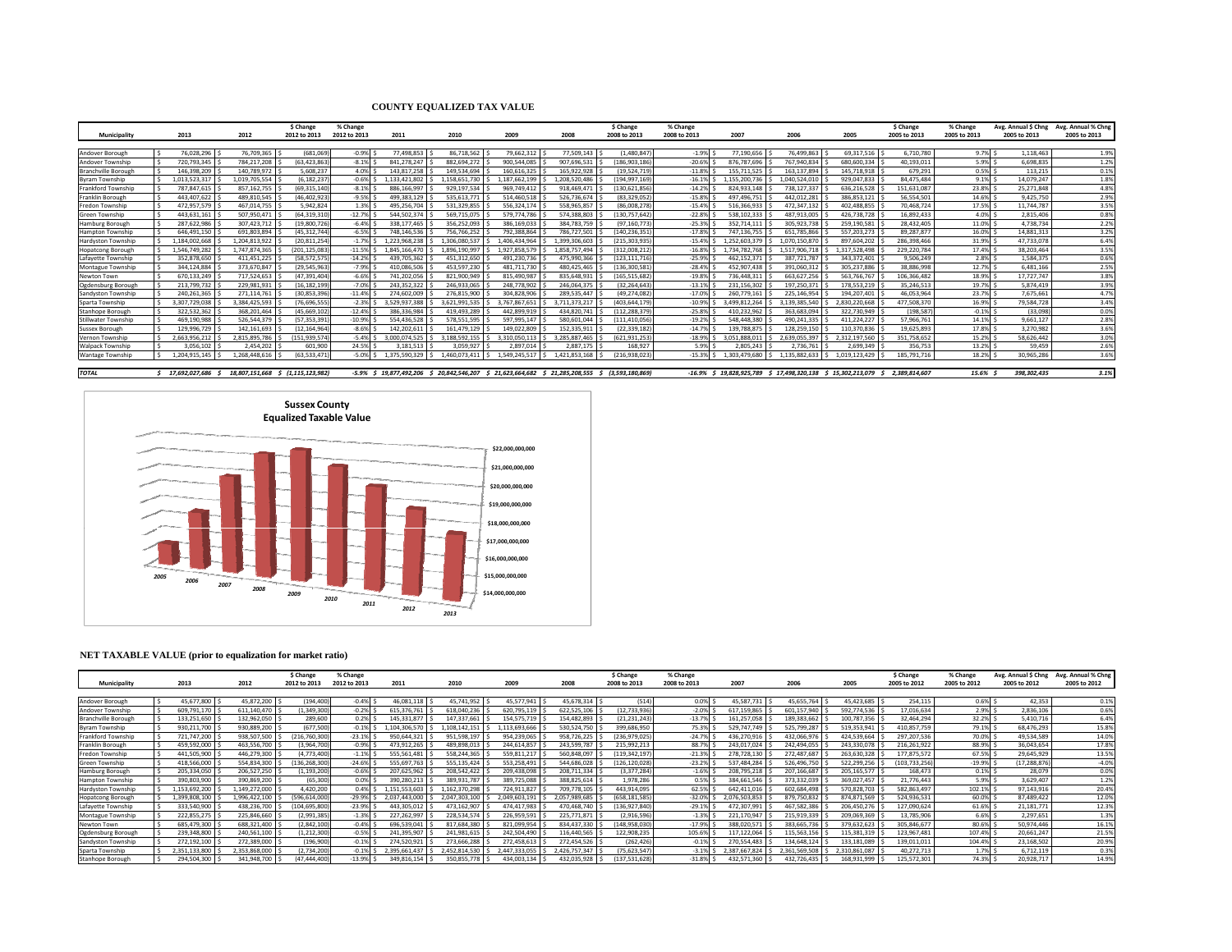# COUNTY EQUALIZED TAX VALUE

| Municipality | 2013 | 2012 | $ Change 2012 to 2013 | % Change 2012 to 2013 | 2011 | 2010 | 2009 | 2008 | $ Change 2008 to 2013 | % Change 2008 to 2013 | 2007 | 2006 | 2005 | $ Change 2005 to 2013 | % Change 2005 to 2013 | Avg. Annual $ Chng 2005 to 2013 | Avg. Annual % Chng 2005 to 2013 |
|---|---|---|---|---|---|---|---|---|---|---|---|---|---|---|---|---|---|
| Andover Borough | $ 76,028,296 | $ 76,709,365 | $ (681,069) | -0.9% | $ 77,498,853 | $ 86,718,562 | $ 79,662,312 | $ 77,509,143 | $ (1,480,847) | -1.9% | $ 77,190,656 | $ 76,499,863 | $ 69,317,516 | $ 6,710,780 | 9.7% | $ 1,118,463 | 1.9% |
| Andover Township | $ 720,793,345 | $ 784,217,208 | $ (63,423,863) | -8.1% | $ 841,278,247 | $ 882,694,272 | $ 900,544,085 | $ 907,696,531 | $ (186,903,186) | -20.6% | $ 876,787,696 | $ 767,940,834 | $ 680,600,334 | $ 40,193,011 | 5.9% | $ 6,698,835 | 1.2% |
| Branchville Borough | $ 146,398,209 | $ 140,789,972 | $ 5,608,237 | 4.0% | $ 143,817,258 | $ 149,534,694 | $ 160,616,325 | $ 165,922,928 | $ (19,524,719) | -11.8% | $ 155,711,525 | $ 163,137,894 | $ 145,718,918 | $ 679,291 | 0.5% | $ 113,215 | 0.1% |
| Byram Township | $ 1,013,523,317 | $ 1,019,705,554 | $ (6,182,237) | -0.6% | $ 1,133,421,802 | $ 1,158,651,730 | $ 1,187,662,199 | $ 1,208,520,486 | $ (194,997,169) | -16.1% | $ 1,155,200,736 | $ 1,040,524,010 | $ 929,047,833 | $ 84,475,484 | 9.1% | $ 14,079,247 | 1.8% |
| Frankford Township | $ 787,847,615 | $ 857,162,755 | $ (69,315,140) | -8.1% | $ 886,166,997 | $ 929,197,534 | $ 969,749,412 | $ 918,469,471 | $ (130,621,856) | -14.2% | $ 824,933,148 | $ 738,127,337 | $ 636,216,528 | $ 151,631,087 | 23.8% | $ 25,271,848 | 4.8% |
| Franklin Borough | $ 443,407,622 | $ 489,810,545 | $ (46,402,923) | -9.5% | $ 499,383,129 | $ 535,613,771 | $ 514,460,518 | $ 526,736,674 | $ (83,329,052) | -15.8% | $ 497,496,751 | $ 442,012,281 | $ 386,853,121 | $ 56,554,501 | 14.6% | $ 9,425,750 | 2.9% |
| Fredon Township | $ 472,957,579 | $ 467,014,755 | $ 5,942,824 | 1.3% | $ 495,256,704 | $ 531,329,855 | $ 556,324,174 | $ 558,965,857 | $ (86,008,278) | -15.4% | $ 516,366,933 | $ 472,347,132 | $ 402,488,855 | $ 70,468,724 | 17.5% | $ 11,744,787 | 3.5% |
| Green Township | $ 443,631,161 | $ 507,950,471 | $ (64,319,310) | -12.7% | $ 544,502,374 | $ 569,715,075 | $ 579,774,786 | $ 574,388,803 | $ (130,757,642) | -22.8% | $ 538,102,333 | $ 487,913,005 | $ 426,738,728 | $ 16,892,433 | 4.0% | $ 2,815,406 | 0.8% |
| Hamburg Borough | $ 287,622,986 | $ 307,423,712 | $ (19,800,726) | -6.4% | $ 338,177,465 | $ 356,252,093 | $ 386,169,033 | $ 384,783,759 | $ (97,160,773) | -25.3% | $ 352,714,111 | $ 305,923,738 | $ 259,190,581 | $ 28,432,405 | 11.0% | $ 4,738,734 | 2.2% |
| Hampton Township | $ 646,491,150 | $ 691,803,894 | $ (45,312,744) | -6.5% | $ 748,146,536 | $ 756,766,252 | $ 792,388,864 | $ 786,727,501 | $ (140,236,351) | -17.8% | $ 747,136,755 | $ 651,785,866 | $ 557,203,273 | $ 89,287,877 | 16.0% | $ 14,881,313 | 3.2% |
| Hardyston Township | $ 1,184,002,668 | $ 1,204,813,922 | $ (20,811,254) | -1.7% | $ 1,223,968,238 | $ 1,306,080,537 | $ 1,406,434,964 | $ 1,399,306,603 | $ (215,303,935) | -15.4% | $ 1,252,603,379 | $ 1,070,150,870 | $ 897,604,202 | $ 286,398,466 | 31.9% | $ 47,733,078 | 6.4% |
| Hopatcong Borough | $ 1,546,749,282 | $ 1,747,874,365 | $ (201,125,083) | -11.5% | $ 1,845,166,470 | $ 1,896,190,997 | $ 1,927,858,579 | $ 1,858,757,494 | $ (312,008,212) | -16.8% | $ 1,734,782,768 | $ 1,517,906,718 | $ 1,317,528,498 | $ 229,220,784 | 17.4% | $ 38,203,464 | 3.5% |
| Lafayette Township | $ 352,878,650 | $ 411,451,225 | $ (58,572,575) | -14.2% | $ 439,705,362 | $ 451,312,650 | $ 491,230,736 | $ 475,990,366 | $ (123,111,716) | -25.9% | $ 462,152,371 | $ 387,721,787 | $ 343,372,401 | $ 9,506,249 | 2.8% | $ 1,584,375 | 0.6% |
| Montague Township | $ 344,124,884 | $ 373,670,847 | $ (29,545,963) | -7.9% | $ 410,086,506 | $ 453,597,230 | $ 481,711,730 | $ 480,425,465 | $ (136,300,581) | -28.4% | $ 452,907,438 | $ 391,060,312 | $ 305,237,886 | $ 38,886,998 | 12.7% | $ 6,481,166 | 2.5% |
| Newton Town | $ 670,133,249 | $ 717,524,653 | $ (47,391,404) | -6.6% | $ 741,202,056 | $ 821,900,949 | $ 815,490,987 | $ 835,648,931 | $ (165,515,682) | -19.8% | $ 736,448,311 | $ 663,627,256 | $ 563,766,767 | $ 106,366,482 | 18.9% | $ 17,727,747 | 3.8% |
| Ogdensburg Borough | $ 213,799,732 | $ 229,981,931 | $ (16,182,199) | -7.0% | $ 243,352,322 | $ 246,933,065 | $ 248,778,902 | $ 246,064,375 | $ (32,264,643) | -13.1% | $ 231,156,302 | $ 197,250,371 | $ 178,553,219 | $ 35,246,513 | 19.7% | $ 5,874,419 | 3.9% |
| Sandyston Township | $ 240,261,365 | $ 271,114,761 | $ (30,853,396) | -11.4% | $ 274,602,009 | $ 276,815,900 | $ 304,828,906 | $ 289,535,447 | $ (49,274,082) | -17.0% | $ 260,779,161 | $ 225,146,954 | $ 194,207,401 | $ 46,053,964 | 23.7% | $ 7,675,661 | 4.7% |
| Sparta Township | $ 3,307,729,038 | $ 3,384,425,593 | $ (76,696,555) | -2.3% | $ 3,529,937,388 | $ 3,621,991,535 | $ 3,767,867,651 | $ 3,711,373,217 | $ (403,644,179) | -10.9% | $ 3,499,812,264 | $ 3,139,385,540 | $ 2,830,220,668 | $ 477,508,370 | 16.9% | $ 79,584,728 | 3.4% |
| Stanhope Borough | $ 322,532,362 | $ 368,201,464 | $ (45,669,102) | -12.4% | $ 386,336,984 | $ 419,493,289 | $ 442,899,919 | $ 434,820,741 | $ (112,288,379) | -25.8% | $ 410,232,962 | $ 363,683,094 | $ 322,730,949 | $ (198,587) | -0.1% | $ (33,098) | 0.0% |
| Stillwater Township | $ 469,190,988 | $ 526,544,379 | $ (57,353,391) | -10.9% | $ 554,436,528 | $ 578,551,595 | $ 597,995,147 | $ 580,601,044 | $ (111,410,056) | -19.2% | $ 548,448,380 | $ 490,241,335 | $ 411,224,227 | $ 57,966,761 | 14.1% | $ 9,661,127 | 2.8% |
| Sussex Borough | $ 129,996,729 | $ 142,161,693 | $ (12,164,964) | -8.6% | $ 142,202,611 | $ 161,479,129 | $ 149,022,809 | $ 152,335,911 | $ (22,339,182) | -14.7% | $ 139,788,875 | $ 128,259,150 | $ 110,370,836 | $ 19,625,893 | 17.8% | $ 3,270,982 | 3.6% |
| Vernon Township | $ 2,663,956,212 | $ 2,815,895,786 | $ (151,939,574) | -5.4% | $ 3,000,074,525 | $ 3,188,592,155 | $ 3,310,050,113 | $ 3,285,887,465 | $ (621,931,253) | -18.9% | $ 3,051,888,011 | $ 2,639,055,397 | $ 2,312,197,560 | $ 351,758,652 | 15.2% | $ 58,626,442 | 3.0% |
| Walpack Township | $ 3,056,102 | $ 2,454,202 | $ 601,900 | 24.5% | $ 3,181,513 | $ 3,059,927 | $ 2,897,014 | $ 2,887,175 | $ 168,927 | 5.9% | $ 2,805,243 | $ 2,736,761 | $ 2,699,349 | $ 356,753 | 13.2% | $ 59,459 | 2.6% |
| Wantage Township | $ 1,204,915,145 | $ 1,268,448,616 | $ (63,533,471) | -5.0% | $ 1,375,590,329 | $ 1,460,073,411 | $ 1,549,245,517 | $ 1,421,853,168 | $ (216,938,023) | -15.3% | $ 1,303,479,680 | $ 1,135,882,633 | $ 1,019,123,429 | $ 185,791,716 | 18.2% | $ 30,965,286 | 3.6% |
| ***TOTAL*** | ***$ 17,692,027,686*** | ***$ 18,807,151,668*** | ***$ (1,115,123,982)*** | ***-5.9%*** | ***$ 19,877,492,206*** | ***$ 20,842,546,207*** | ***$ 21,623,664,682*** | ***$ 21,285,208,555*** | ***$ (3,593,180,869)*** | ***-16.9%*** | ***$ 19,828,925,789*** | ***$ 17,498,320,138*** | ***$ 15,302,213,079*** | ***$ 2,389,814,607*** | ***15.6%*** | ***$ 398,302,435*** | ***3.1%*** |

**Sussex County Equalized Taxable Value**

# NET TAXABLE VALUE (prior to equalization for market ratio)

| Municipality | 2013 | 2012 | $ Change 2012 to 2013 | % Change 2012 to 2013 | 2011 | 2010 | 2009 | 2008 | $ Change 2008 to 2013 | % Change 2008 to 2013 | 2007 | 2006 | 2005 | $ Change 2005 to 2012 | % Change 2005 to 2012 | Avg. Annual $ Chng 2005 to 2012 | Avg. Annual % Chng 2005 to 2012 |
|---|---|---|---|---|---|---|---|---|---|---|---|---|---|---|---|---|---|
| Andover Borough | $ 45,677,800 | $ 45,872,200 | $ (194,400) | -0.4% | $ 46,081,118 | $ 45,741,952 | $ 45,577,941 | $ 45,678,314 | $ (514) | 0.0% | $ 45,587,731 | $ 45,655,764 | $ 45,423,685 | $ 254,115 | 0.6% | $ 42,353 | 0.1% |
| Andover Township | $ 609,791,170 | $ 611,140,470 | $ (1,349,300) | -0.2% | $ 615,376,761 | $ 618,040,236 | $ 620,795,119 | $ 622,525,106 | $ (12,733,936) | -2.0% | $ 617,159,865 | $ 601,157,940 | $ 592,774,536 | $ 17,016,634 | 2.9% | $ 2,836,106 | 0.6% |
| Branchville Borough | $ 133,251,650 | $ 132,962,050 | $ 289,600 | 0.2% | $ 145,331,877 | $ 147,337,661 | $ 154,575,719 | $ 154,482,893 | $ (21,231,243) | -13.7% | $ 161,257,058 | $ 189,383,662 | $ 100,787,356 | $ 32,464,294 | 32.2% | $ 5,410,716 | 6.4% |
| Byram Township | $ 930,211,700 | $ 930,889,200 | $ (677,500) | -0.1% | $ 1,104,306,570 | $ 1,108,142,151 | $ 1,113,693,666 | $ 530,524,750 | $ 399,686,950 | 75.3% | $ 529,747,749 | $ 525,799,287 | $ 519,353,941 | $ 410,857,759 | 79.1% | $ 68,476,293 | 15.8% |
| Frankford Township | $ 721,747,200 | $ 938,507,500 | $ (216,760,300) | -23.1% | $ 950,644,321 | $ 951,598,197 | $ 954,239,065 | $ 958,726,225 | $ (236,979,025) | -24.7% | $ 436,270,916 | $ 432,066,976 | $ 424,539,664 | $ 297,207,536 | 70.0% | $ 49,534,589 | 14.0% |
| Franklin Borough | $ 459,592,000 | $ 463,556,700 | $ (3,964,700) | -0.9% | $ 473,812,265 | $ 489,898,013 | $ 244,614,857 | $ 243,599,787 | $ 215,992,213 | 88.7% | $ 243,017,024 | $ 242,494,055 | $ 243,330,078 | $ 216,261,922 | 88.9% | $ 36,043,654 | 17.8% |
| Fredon Township | $ 441,505,900 | $ 446,279,300 | $ (4,773,400) | -1.1% | $ 555,561,481 | $ 558,244,365 | $ 559,811,217 | $ 560,848,097 | $ (119,342,197) | -21.3% | $ 278,728,130 | $ 272,487,687 | $ 263,630,328 | $ 177,875,572 | 67.5% | $ 29,645,929 | 13.5% |
| Green Township | $ 418,566,000 | $ 554,834,300 | $ (136,268,300) | -24.6% | $ 555,697,763 | $ 555,135,424 | $ 553,258,491 | $ 544,686,028 | $ (126,120,028) | -23.2% | $ 537,484,284 | $ 526,496,750 | $ 522,299,256 | $ (103,733,256) | -19.9% | $ (17,288,876) | -4.0% |
| Hamburg Borough | $ 205,334,050 | $ 206,527,250 | $ (1,193,200) | -0.6% | $ 207,625,962 | $ 208,542,422 | $ 209,438,098 | $ 208,711,334 | $ (3,377,284) | -1.6% | $ 208,795,218 | $ 207,166,687 | $ 205,165,577 | $ 168,473 | 0.1% | $ 28,079 | 0.0% |
| Hampton Township | $ 390,803,900 | $ 390,869,200 | $ (65,300) | 0.0% | $ 390,280,213 | $ 389,931,787 | $ 389,725,088 | $ 388,825,614 | $ 1,978,286 | 0.5% | $ 384,661,546 | $ 373,332,039 | $ 369,027,457 | $ 21,776,443 | 5.9% | $ 3,629,407 | 1.2% |
| Hardyston Township | $ 1,153,692,200 | $ 1,149,272,000 | $ 4,420,200 | 0.4% | $ 1,151,553,603 | $ 1,162,370,298 | $ 724,911,827 | $ 709,778,105 | $ 443,914,095 | 62.5% | $ 642,411,016 | $ 602,684,498 | $ 570,828,703 | $ 582,863,497 | 102.1% | $ 97,143,916 | 20.4% |
| Hopatcong Borough | $ 1,399,808,100 | $ 1,996,422,100 | $ (596,614,000) | -29.9% | $ 2,037,443,000 | $ 2,047,303,100 | $ 2,049,603,191 | $ 2,057,989,685 | $ (658,181,585) | -32.0% | $ 2,076,503,853 | $ 879,750,832 | $ 874,871,569 | $ 524,936,531 | 60.0% | $ 87,489,422 | 12.0% |
| Lafayette Township | $ 333,540,900 | $ 438,236,700 | $ (104,695,800) | -23.9% | $ 443,305,012 | $ 473,162,907 | $ 474,417,983 | $ 470,468,740 | $ (136,927,840) | -29.1% | $ 472,307,991 | $ 467,582,386 | $ 206,450,276 | $ 127,090,624 | 61.6% | $ 21,181,771 | 12.3% |
| Montague Township | $ 222,855,275 | $ 225,846,660 | $ (2,991,385) | -1.3% | $ 227,262,997 | $ 228,534,574 | $ 226,959,591 | $ 225,771,871 | $ (2,916,596) | -1.3% | $ 221,170,947 | $ 215,919,339 | $ 209,069,369 | $ 13,785,906 | 6.6% | $ 2,297,651 | 1.3% |
| Newton Town | $ 685,479,300 | $ 688,321,400 | $ (2,842,100) | -0.4% | $ 696,539,041 | $ 817,684,380 | $ 821,099,954 | $ 834,437,330 | $ (148,958,030) | -17.9% | $ 388,020,571 | $ 383,665,736 | $ 379,632,623 | $ 305,846,677 | 80.6% | $ 50,974,446 | 16.1% |
| Ogdensburg Borough | $ 239,348,800 | $ 240,561,100 | $ (1,212,300) | -0.5% | $ 241,395,907 | $ 241,981,615 | $ 242,504,490 | $ 116,440,565 | $ 122,908,235 | 105.6% | $ 117,122,064 | $ 115,563,156 | $ 115,381,319 | $ 123,967,481 | 107.4% | $ 20,661,247 | 21.5% |
| Sandyston Township | $ 272,192,100 | $ 272,389,000 | $ (196,900) | -0.1% | $ 274,520,921 | $ 273,666,288 | $ 272,458,613 | $ 272,454,526 | $ (262,426) | -0.1% | $ 270,554,483 | $ 134,648,124 | $ 133,181,089 | $ 139,011,011 | 104.4% | $ 23,168,502 | 20.9% |
| Sparta Township | $ 2,351,133,800 | $ 2,353,868,000 | $ (2,734,200) | -0.1% | $ 2,395,661,437 | $ 2,452,814,530 | $ 2,447,333,055 | $ 2,426,757,347 | $ (75,623,547) | -3.1% | $ 2,387,667,824 | $ 2,361,569,508 | $ 2,310,861,087 | $ 40,272,713 | 1.7% | $ 6,712,119 | 0.3% |
| Stanhope Borough | $ 294,504,300 | $ 341,948,700 | $ (47,444,400) | -13.9% | $ 349,816,154 | $ 350,855,778 | $ 434,003,134 | $ 432,035,928 | $ (137,531,628) | -31.8% | $ 432,571,360 | $ 432,726,435 | $ 168,931,999 | $ 125,572,301 | 74.3% | $ 20,928,717 | 14.9% |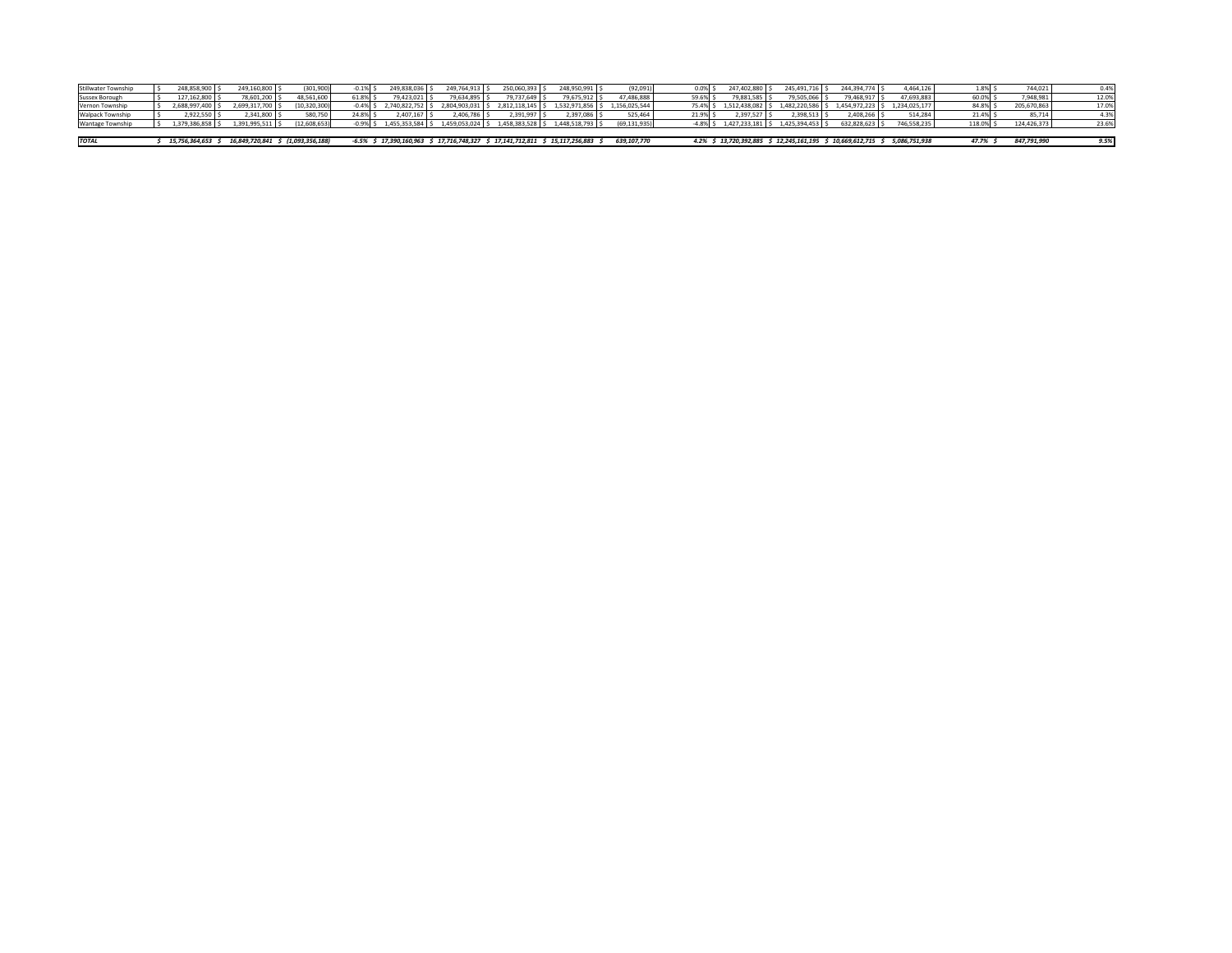| | | | | | | | | | | | | | | | | | |
|---|---|---|---|---|---|---|---|---|---|---|---|---|---|---|---|---|---|
| Stillwater Township | $ 248,858,900 | $ 249,160,800 | $ (301,900) | -0.1% | $ 249,838,036 | $ 249,764,913 | $ 250,060,393 | $ 248,950,991 | $ (92,091) | 0.0% | $ 247,402,880 | $ 245,491,716 | $ 244,394,774 | $ 4,464,126 | 1.8% | $ 744,021 | 0.4% |
| Sussex Borough | $ 127,162,800 | $ 78,601,200 | $ 48,561,600 | 61.8% | $ 79,423,021 | $ 79,634,895 | $ 79,737,649 | $ 79,675,912 | $ 47,486,888 | 59.6% | $ 79,881,585 | $ 79,505,066 | $ 79,468,917 | $ 47,693,883 | 60.0% | $ 7,948,981 | 12.0% |
| Vernon Township | $ 2,688,997,400 | $ 2,699,317,700 | $ (10,320,300) | -0.4% | $ 2,740,822,752 | $ 2,804,903,031 | $ 2,812,118,145 | $ 1,532,971,856 | $ 1,156,025,544 | 75.4% | $ 1,512,438,082 | $ 1,482,220,586 | $ 1,454,972,223 | $ 1,234,025,177 | 84.8% | $ 205,670,863 | 17.0% |
| Walpack Township | $ 2,922,550 | $ 2,341,800 | $ 580,750 | 24.8% | $ 2,407,167 | $ 2,406,786 | $ 2,391,997 | $ 2,397,086 | $ 525,464 | 21.9% | $ 2,397,527 | $ 2,398,513 | $ 2,408,266 | $ 514,284 | 21.4% | $ 85,714 | 4.3% |
| Wantage Township | $ 1,379,386,858 | $ 1,391,995,511 | $ (12,608,653) | -0.9% | $ 1,455,353,584 | $ 1,459,053,024 | $ 1,458,383,528 | $ 1,448,518,793 | $ (69,131,935) | -4.8% | $ 1,427,233,181 | $ 1,425,394,453 | $ 632,828,623 | $ 746,558,235 | 118.0% | $ 124,426,373 | 23.6% |
| | | | | | | | | | | | | | | | | | |
| *TOTAL* | *$ 15,756,364,653* | *$ 16,849,720,841* | *$ (1,093,356,188)* | *-6.5%* | *$ 17,390,160,963* | *$ 17,716,748,327* | *$ 17,141,712,811* | *$ 15,117,256,883* | *$ 639,107,770* | *4.2%* | *$ 13,720,392,885* | *$ 12,245,161,195* | *$ 10,669,612,715* | *$ 5,086,751,938* | *47.7%* | *$ 847,791,990* | *9.5%* |